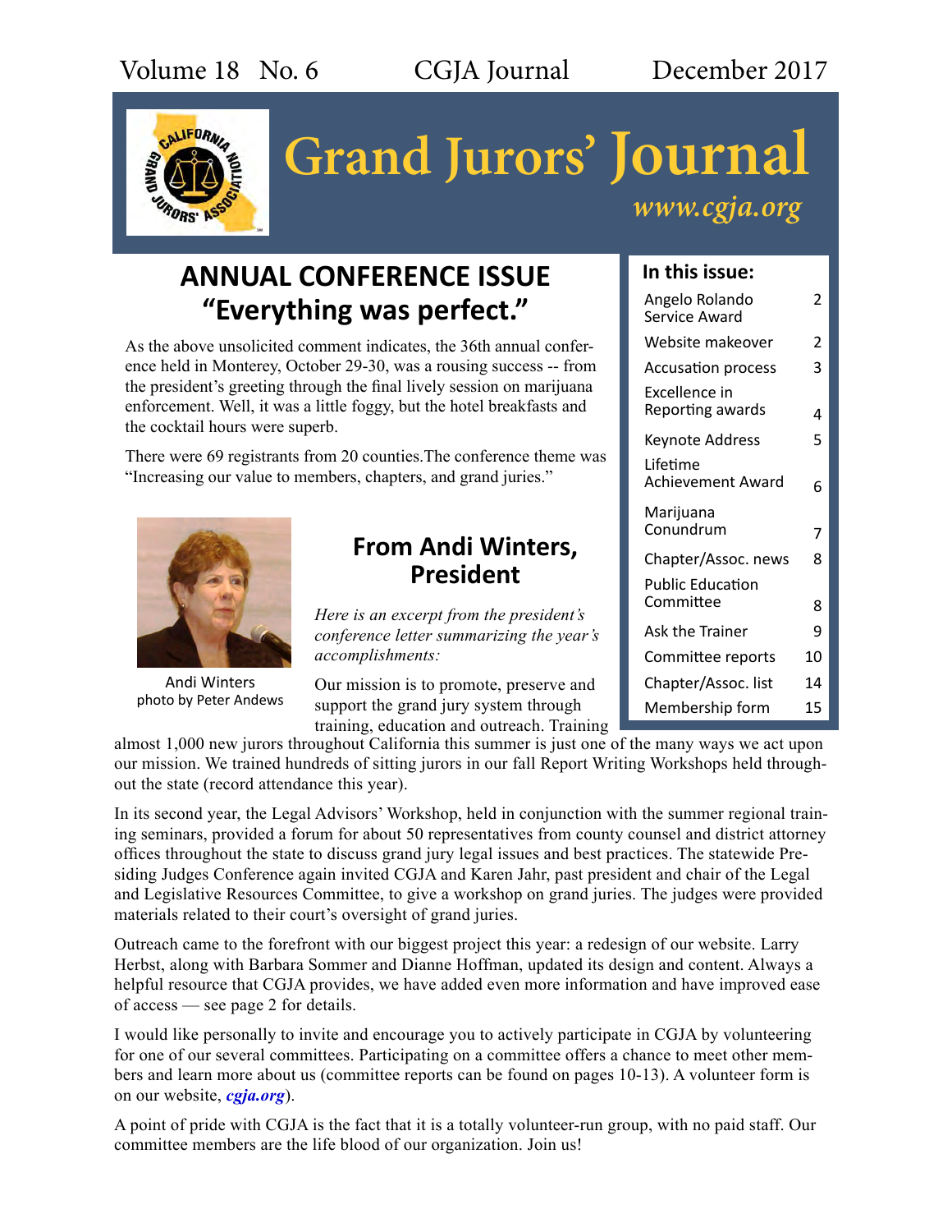# Grand Jurors' Journal

*www.cgja.org*

## ANNUAL CONFERENCE ISSUE "Everything was perfect."

As the above unsolicited comment indicates, the 36th annual conference held in Monterey, October 29-30, was a rousing success -- from the president's greeting through the final lively session on marijuana enforcement. Well, it was a little foggy, but the hotel breakfasts and the cocktail hours were superb.

There were 69 registrants from 20 counties.The conference theme was "Increasing our value to members, chapters, and grand juries."

**In this issue:**

| | |
|---|---|
| Angelo Rolando Service Award | 2 |
| Website makeover | 2 |
| Accusation process | 3 |
| Excellence in Reporting awards | 4 |
| Keynote Address | 5 |
| Lifetime Achievement Award | 6 |
| Marijuana Conundrum | 7 |
| Chapter/Assoc. news | 8 |
| Public Education Committee | 8 |
| Ask the Trainer | 9 |
| Committee reports | 10 |
| Chapter/Assoc. list | 14 |
| Membership form | 15 |

Andi Winters
photo by Peter Andews

## From Andi Winters, President

*Here is an excerpt from the president's conference letter summarizing the year's accomplishments:*

Our mission is to promote, preserve and support the grand jury system through training, education and outreach. Training almost 1,000 new jurors throughout California this summer is just one of the many ways we act upon our mission. We trained hundreds of sitting jurors in our fall Report Writing Workshops held throughout the state (record attendance this year).

In its second year, the Legal Advisors' Workshop, held in conjunction with the summer regional training seminars, provided a forum for about 50 representatives from county counsel and district attorney offices throughout the state to discuss grand jury legal issues and best practices. The statewide Presiding Judges Conference again invited CGJA and Karen Jahr, past president and chair of the Legal and Legislative Resources Committee, to give a workshop on grand juries. The judges were provided materials related to their court's oversight of grand juries.

Outreach came to the forefront with our biggest project this year: a redesign of our website. Larry Herbst, along with Barbara Sommer and Dianne Hoffman, updated its design and content. Always a helpful resource that CGJA provides, we have added even more information and have improved ease of access — see page 2 for details.

I would like personally to invite and encourage you to actively participate in CGJA by volunteering for one of our several committees. Participating on a committee offers a chance to meet other members and learn more about us (committee reports can be found on pages 10-13). A volunteer form is on our website, ***cgja.org***).

A point of pride with CGJA is the fact that it is a totally volunteer-run group, with no paid staff. Our committee members are the life blood of our organization. Join us!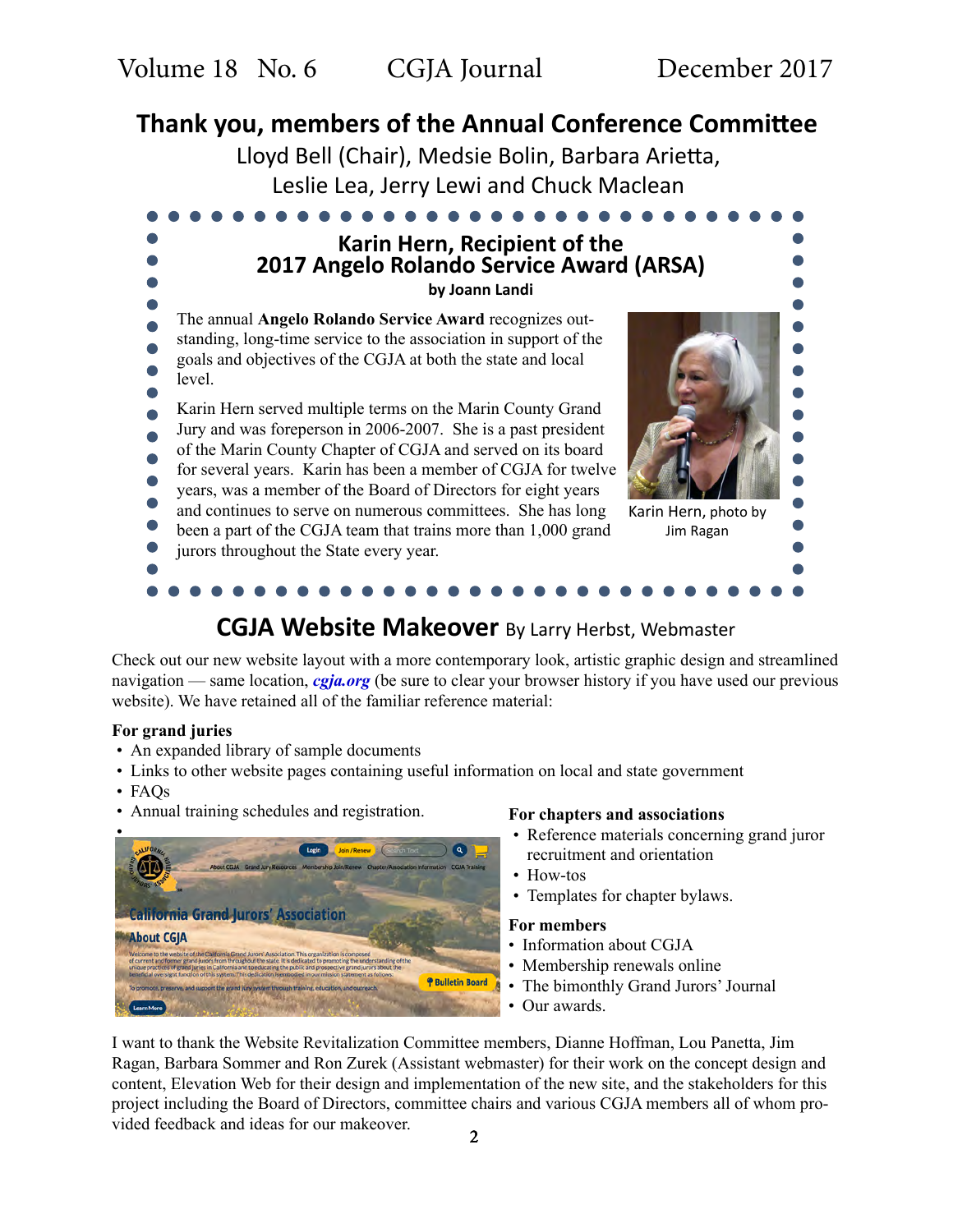## Thank you, members of the Annual Conference Committee

Lloyd Bell (Chair), Medsie Bolin, Barbara Arietta, Leslie Lea, Jerry Lewi and Chuck Maclean

### Karin Hern, Recipient of the 2017 Angelo Rolando Service Award (ARSA)

**by Joann Landi**

The annual **Angelo Rolando Service Award** recognizes outstanding, long-time service to the association in support of the goals and objectives of the CGJA at both the state and local level.

Karin Hern served multiple terms on the Marin County Grand Jury and was foreperson in 2006-2007. She is a past president of the Marin County Chapter of CGJA and served on its board for several years. Karin has been a member of CGJA for twelve years, was a member of the Board of Directors for eight years and continues to serve on numerous committees. She has long been a part of the CGJA team that trains more than 1,000 grand jurors throughout the State every year.

Karin Hern, photo by Jim Ragan

## CGJA Website Makeover By Larry Herbst, Webmaster

Check out our new website layout with a more contemporary look, artistic graphic design and streamlined navigation — same location, ***cgja.org*** (be sure to clear your browser history if you have used our previous website). We have retained all of the familiar reference material:

**For grand juries**
- An expanded library of sample documents
- Links to other website pages containing useful information on local and state government
- FAQs
- Annual training schedules and registration.

**For chapters and associations**
- Reference materials concerning grand juror recruitment and orientation
- How-tos
- Templates for chapter bylaws.

**For members**
- Information about CGJA
- Membership renewals online
- The bimonthly Grand Jurors' Journal
- Our awards.

I want to thank the Website Revitalization Committee members, Dianne Hoffman, Lou Panetta, Jim Ragan, Barbara Sommer and Ron Zurek (Assistant webmaster) for their work on the concept design and content, Elevation Web for their design and implementation of the new site, and the stakeholders for this project including the Board of Directors, committee chairs and various CGJA members all of whom provided feedback and ideas for our makeover.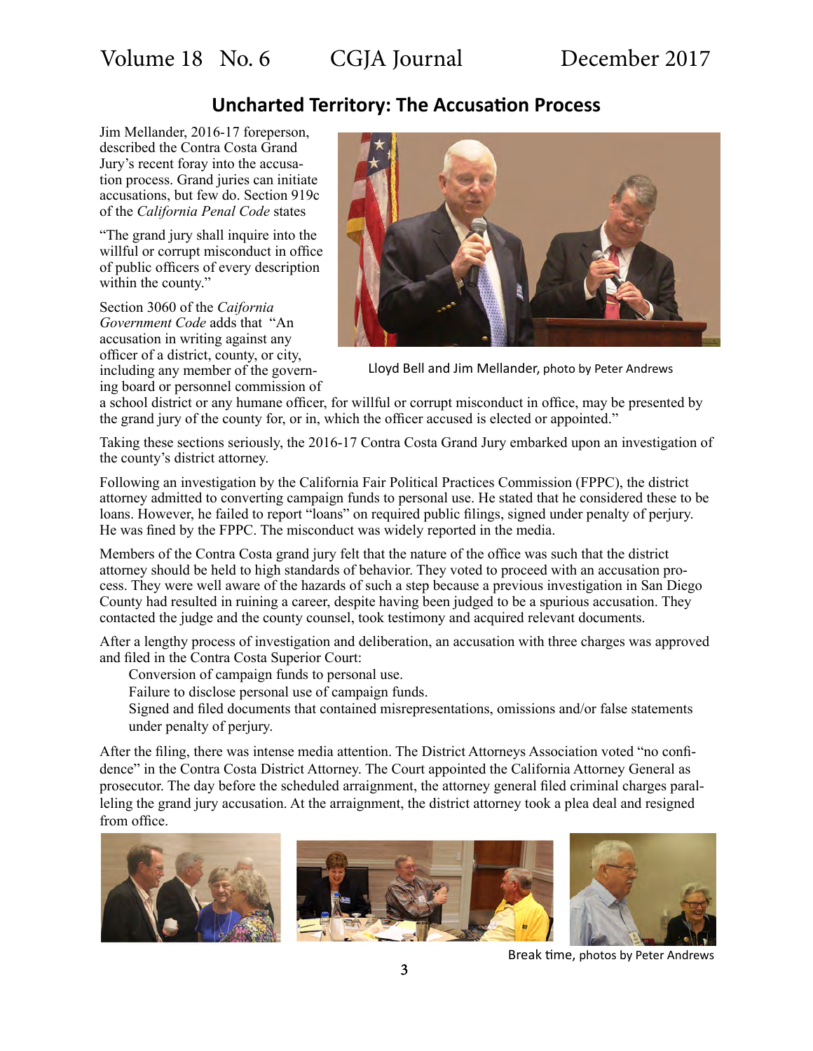## Uncharted Territory: The Accusation Process

Jim Mellander, 2016-17 foreperson, described the Contra Costa Grand Jury's recent foray into the accusation process. Grand juries can initiate accusations, but few do. Section 919c of the *California Penal Code* states

"The grand jury shall inquire into the willful or corrupt misconduct in office of public officers of every description within the county."

Section 3060 of the *California Government Code* adds that "An accusation in writing against any officer of a district, county, or city, including any member of the governing board or personnel commission of a school district or any humane officer, for willful or corrupt misconduct in office, may be presented by the grand jury of the county for, or in, which the officer accused is elected or appointed."

Lloyd Bell and Jim Mellander, photo by Peter Andrews

Taking these sections seriously, the 2016-17 Contra Costa Grand Jury embarked upon an investigation of the county's district attorney.

Following an investigation by the California Fair Political Practices Commission (FPPC), the district attorney admitted to converting campaign funds to personal use. He stated that he considered these to be loans. However, he failed to report "loans" on required public filings, signed under penalty of perjury. He was fined by the FPPC. The misconduct was widely reported in the media.

Members of the Contra Costa grand jury felt that the nature of the office was such that the district attorney should be held to high standards of behavior. They voted to proceed with an accusation process. They were well aware of the hazards of such a step because a previous investigation in San Diego County had resulted in ruining a career, despite having been judged to be a spurious accusation. They contacted the judge and the county counsel, took testimony and acquired relevant documents.

After a lengthy process of investigation and deliberation, an accusation with three charges was approved and filed in the Contra Costa Superior Court:

- Conversion of campaign funds to personal use.
- Failure to disclose personal use of campaign funds.
- Signed and filed documents that contained misrepresentations, omissions and/or false statements under penalty of perjury.

After the filing, there was intense media attention. The District Attorneys Association voted "no confidence" in the Contra Costa District Attorney. The Court appointed the California Attorney General as prosecutor. The day before the scheduled arraignment, the attorney general filed criminal charges paralleling the grand jury accusation. At the arraignment, the district attorney took a plea deal and resigned from office.

Break time, photos by Peter Andrews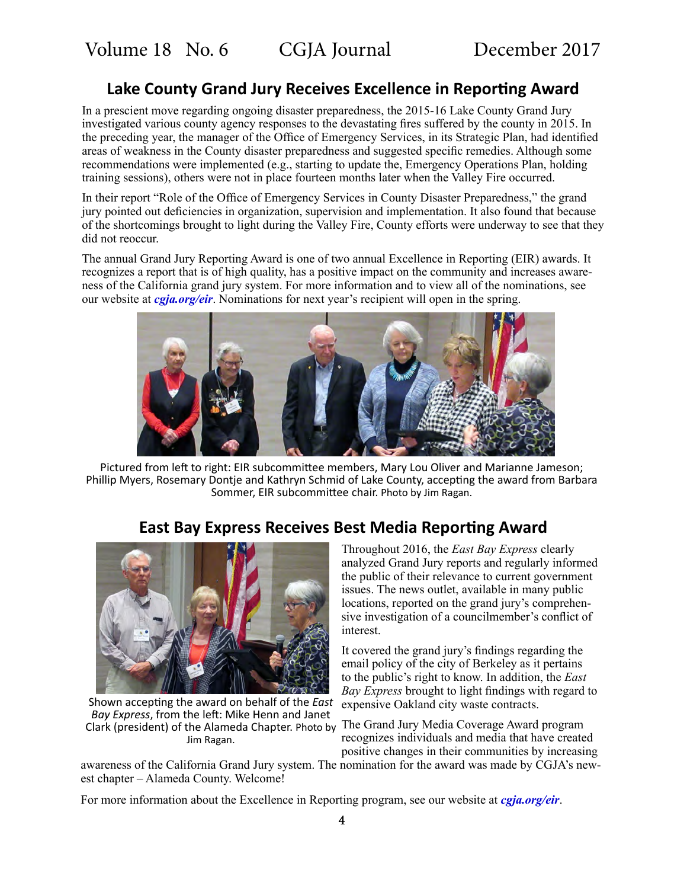## Lake County Grand Jury Receives Excellence in Reporting Award

In a prescient move regarding ongoing disaster preparedness, the 2015-16 Lake County Grand Jury investigated various county agency responses to the devastating fires suffered by the county in 2015. In the preceding year, the manager of the Office of Emergency Services, in its Strategic Plan, had identified areas of weakness in the County disaster preparedness and suggested specific remedies. Although some recommendations were implemented (e.g., starting to update the, Emergency Operations Plan, holding training sessions), others were not in place fourteen months later when the Valley Fire occurred.

In their report "Role of the Office of Emergency Services in County Disaster Preparedness," the grand jury pointed out deficiencies in organization, supervision and implementation. It also found that because of the shortcomings brought to light during the Valley Fire, County efforts were underway to see that they did not reoccur.

The annual Grand Jury Reporting Award is one of two annual Excellence in Reporting (EIR) awards. It recognizes a report that is of high quality, has a positive impact on the community and increases awareness of the California grand jury system. For more information and to view all of the nominations, see our website at ***cgja.org/eir***. Nominations for next year's recipient will open in the spring.

Pictured from left to right: EIR subcommittee members, Mary Lou Oliver and Marianne Jameson; Phillip Myers, Rosemary Dontje and Kathryn Schmid of Lake County, accepting the award from Barbara Sommer, EIR subcommittee chair. Photo by Jim Ragan.

## East Bay Express Receives Best Media Reporting Award

Shown accepting the award on behalf of the *East Bay Express*, from the left: Mike Henn and Janet Clark (president) of the Alameda Chapter. Photo by Jim Ragan.

Throughout 2016, the *East Bay Express* clearly analyzed Grand Jury reports and regularly informed the public of their relevance to current government issues. The news outlet, available in many public locations, reported on the grand jury's comprehensive investigation of a councilmember's conflict of interest.

It covered the grand jury's findings regarding the email policy of the city of Berkeley as it pertains to the public's right to know. In addition, the *East Bay Express* brought to light findings with regard to expensive Oakland city waste contracts.

The Grand Jury Media Coverage Award program recognizes individuals and media that have created positive changes in their communities by increasing awareness of the California Grand Jury system. The nomination for the award was made by CGJA's newest chapter – Alameda County. Welcome!

For more information about the Excellence in Reporting program, see our website at ***cgja.org/eir***.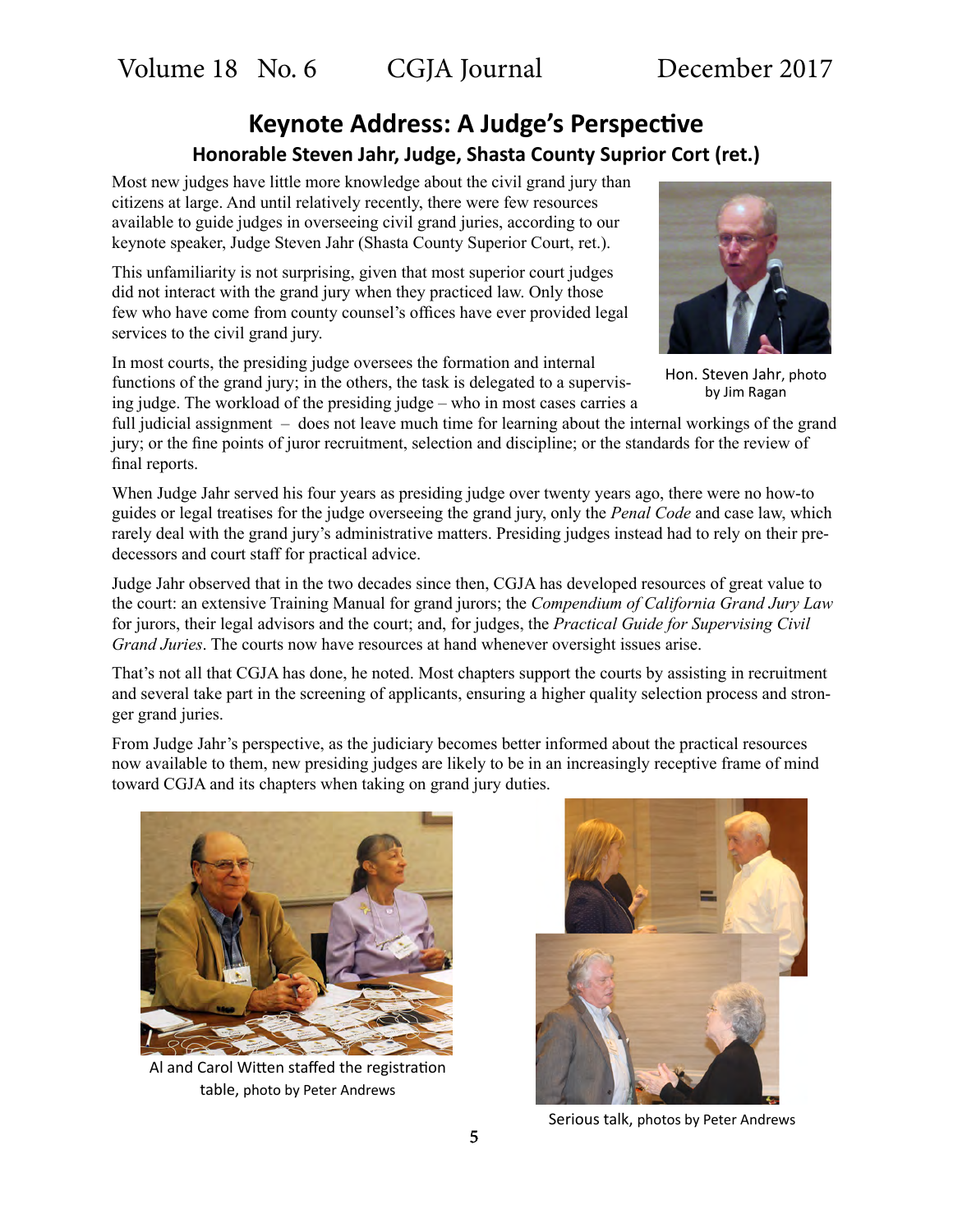## Keynote Address: A Judge's Perspective

### Honorable Steven Jahr, Judge, Shasta County Suprior Cort (ret.)

Most new judges have little more knowledge about the civil grand jury than citizens at large. And until relatively recently, there were few resources available to guide judges in overseeing civil grand juries, according to our keynote speaker, Judge Steven Jahr (Shasta County Superior Court, ret.).

This unfamiliarity is not surprising, given that most superior court judges did not interact with the grand jury when they practiced law. Only those few who have come from county counsel's offices have ever provided legal services to the civil grand jury.

Hon. Steven Jahr, photo by Jim Ragan

In most courts, the presiding judge oversees the formation and internal functions of the grand jury; in the others, the task is delegated to a supervising judge. The workload of the presiding judge – who in most cases carries a full judicial assignment – does not leave much time for learning about the internal workings of the grand jury; or the fine points of juror recruitment, selection and discipline; or the standards for the review of final reports.

When Judge Jahr served his four years as presiding judge over twenty years ago, there were no how-to guides or legal treatises for the judge overseeing the grand jury, only the *Penal Code* and case law, which rarely deal with the grand jury's administrative matters. Presiding judges instead had to rely on their predecessors and court staff for practical advice.

Judge Jahr observed that in the two decades since then, CGJA has developed resources of great value to the court: an extensive Training Manual for grand jurors; the *Compendium of California Grand Jury Law* for jurors, their legal advisors and the court; and, for judges, the *Practical Guide for Supervising Civil Grand Juries*. The courts now have resources at hand whenever oversight issues arise.

That's not all that CGJA has done, he noted. Most chapters support the courts by assisting in recruitment and several take part in the screening of applicants, ensuring a higher quality selection process and stronger grand juries.

From Judge Jahr's perspective, as the judiciary becomes better informed about the practical resources now available to them, new presiding judges are likely to be in an increasingly receptive frame of mind toward CGJA and its chapters when taking on grand jury duties.

Al and Carol Witten staffed the registration table, photo by Peter Andrews

Serious talk, photos by Peter Andrews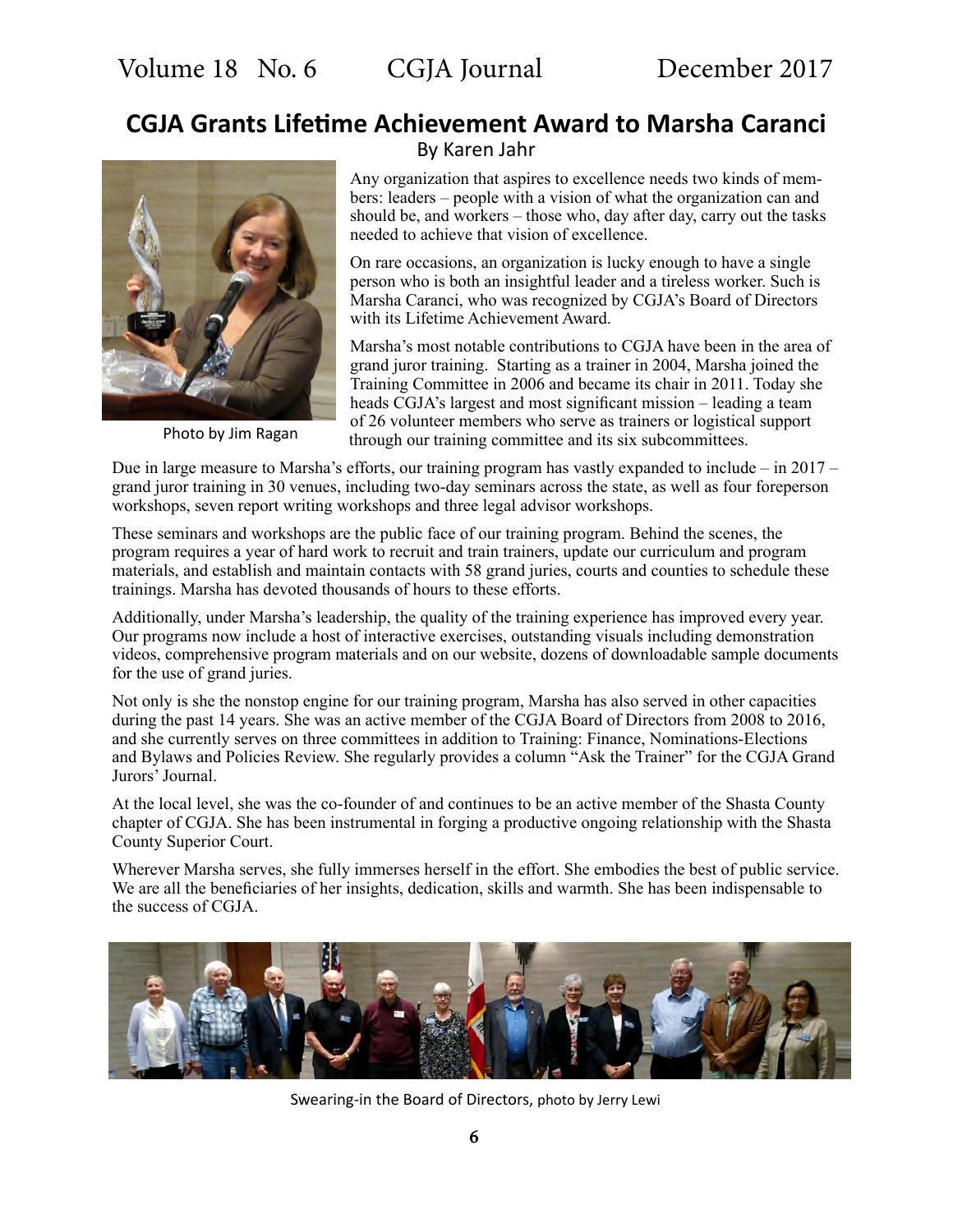## CGJA Grants Lifetime Achievement Award to Marsha Caranci

By Karen Jahr

Photo by Jim Ragan

Any organization that aspires to excellence needs two kinds of members: leaders – people with a vision of what the organization can and should be, and workers – those who, day after day, carry out the tasks needed to achieve that vision of excellence.

On rare occasions, an organization is lucky enough to have a single person who is both an insightful leader and a tireless worker. Such is Marsha Caranci, who was recognized by CGJA's Board of Directors with its Lifetime Achievement Award.

Marsha's most notable contributions to CGJA have been in the area of grand juror training. Starting as a trainer in 2004, Marsha joined the Training Committee in 2006 and became its chair in 2011. Today she heads CGJA's largest and most significant mission – leading a team of 26 volunteer members who serve as trainers or logistical support through our training committee and its six subcommittees.

Due in large measure to Marsha's efforts, our training program has vastly expanded to include – in 2017 – grand juror training in 30 venues, including two-day seminars across the state, as well as four foreperson workshops, seven report writing workshops and three legal advisor workshops.

These seminars and workshops are the public face of our training program. Behind the scenes, the program requires a year of hard work to recruit and train trainers, update our curriculum and program materials, and establish and maintain contacts with 58 grand juries, courts and counties to schedule these trainings. Marsha has devoted thousands of hours to these efforts.

Additionally, under Marsha's leadership, the quality of the training experience has improved every year. Our programs now include a host of interactive exercises, outstanding visuals including demonstration videos, comprehensive program materials and on our website, dozens of downloadable sample documents for the use of grand juries.

Not only is she the nonstop engine for our training program, Marsha has also served in other capacities during the past 14 years. She was an active member of the CGJA Board of Directors from 2008 to 2016, and she currently serves on three committees in addition to Training: Finance, Nominations-Elections and Bylaws and Policies Review. She regularly provides a column "Ask the Trainer" for the CGJA Grand Jurors' Journal.

At the local level, she was the co-founder of and continues to be an active member of the Shasta County chapter of CGJA. She has been instrumental in forging a productive ongoing relationship with the Shasta County Superior Court.

Wherever Marsha serves, she fully immerses herself in the effort. She embodies the best of public service. We are all the beneficiaries of her insights, dedication, skills and warmth. She has been indispensable to the success of CGJA.

Swearing-in the Board of Directors, photo by Jerry Lewi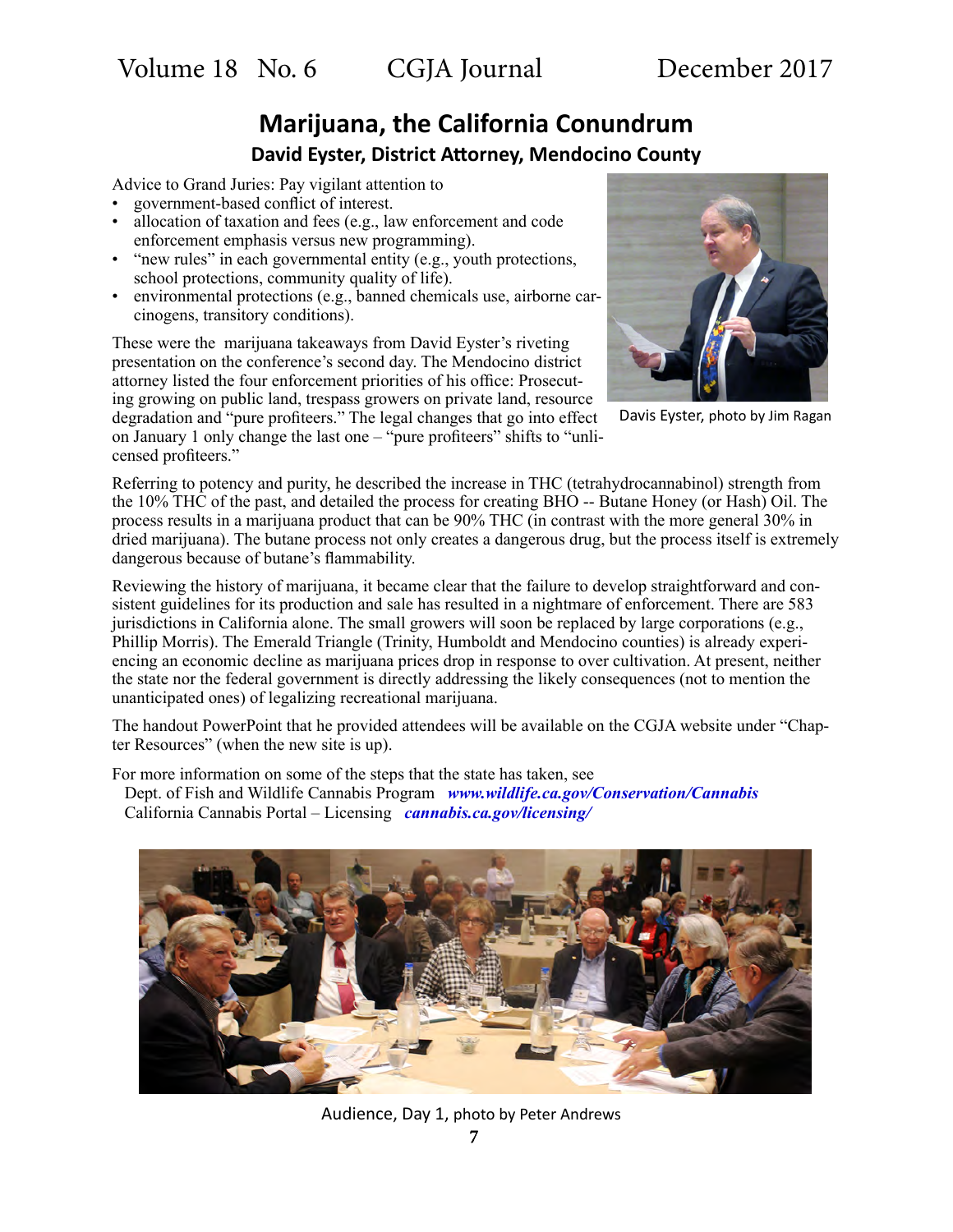## Marijuana, the California Conundrum

### David Eyster, District Attorney, Mendocino County

Advice to Grand Juries: Pay vigilant attention to

- government-based conflict of interest.
- allocation of taxation and fees (e.g., law enforcement and code enforcement emphasis versus new programming).
- "new rules" in each governmental entity (e.g., youth protections, school protections, community quality of life).
- environmental protections (e.g., banned chemicals use, airborne carcinogens, transitory conditions).

These were the marijuana takeaways from David Eyster's riveting presentation on the conference's second day. The Mendocino district attorney listed the four enforcement priorities of his office: Prosecuting growing on public land, trespass growers on private land, resource degradation and "pure profiteers." The legal changes that go into effect on January 1 only change the last one – "pure profiteers" shifts to "unlicensed profiteers."

Davis Eyster, photo by Jim Ragan

Referring to potency and purity, he described the increase in THC (tetrahydrocannabinol) strength from the 10% THC of the past, and detailed the process for creating BHO -- Butane Honey (or Hash) Oil. The process results in a marijuana product that can be 90% THC (in contrast with the more general 30% in dried marijuana). The butane process not only creates a dangerous drug, but the process itself is extremely dangerous because of butane's flammability.

Reviewing the history of marijuana, it became clear that the failure to develop straightforward and consistent guidelines for its production and sale has resulted in a nightmare of enforcement. There are 583 jurisdictions in California alone. The small growers will soon be replaced by large corporations (e.g., Phillip Morris). The Emerald Triangle (Trinity, Humboldt and Mendocino counties) is already experiencing an economic decline as marijuana prices drop in response to over cultivation. At present, neither the state nor the federal government is directly addressing the likely consequences (not to mention the unanticipated ones) of legalizing recreational marijuana.

The handout PowerPoint that he provided attendees will be available on the CGJA website under "Chapter Resources" (when the new site is up).

For more information on some of the steps that the state has taken, see

Dept. of Fish and Wildlife Cannabis Program ***www.wildlife.ca.gov/Conservation/Cannabis***
California Cannabis Portal – Licensing ***cannabis.ca.gov/licensing/***

Audience, Day 1, photo by Peter Andrews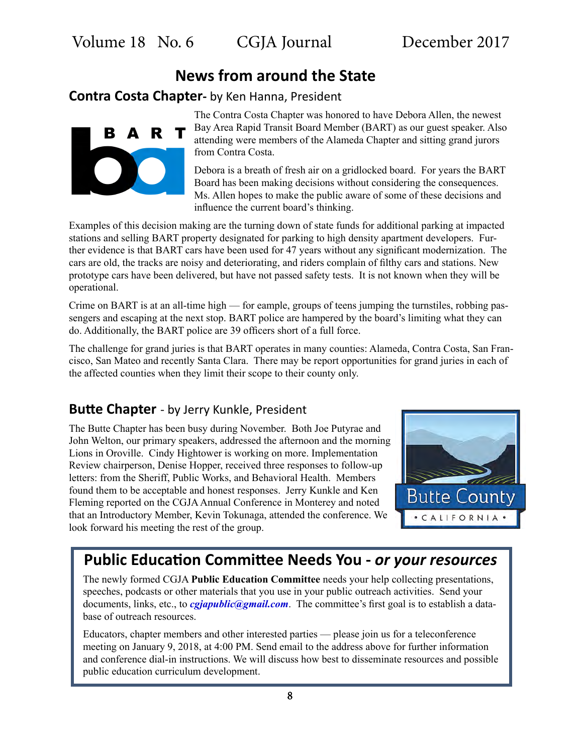## News from around the State

### Contra Costa Chapter- by Ken Hanna, President

The Contra Costa Chapter was honored to have Debora Allen, the newest Bay Area Rapid Transit Board Member (BART) as our guest speaker. Also attending were members of the Alameda Chapter and sitting grand jurors from Contra Costa.

Debora is a breath of fresh air on a gridlocked board. For years the BART Board has been making decisions without considering the consequences. Ms. Allen hopes to make the public aware of some of these decisions and influence the current board's thinking.

Examples of this decision making are the turning down of state funds for additional parking at impacted stations and selling BART property designated for parking to high density apartment developers. Further evidence is that BART cars have been used for 47 years without any significant modernization. The cars are old, the tracks are noisy and deteriorating, and riders complain of filthy cars and stations. New prototype cars have been delivered, but have not passed safety tests. It is not known when they will be operational.

Crime on BART is at an all-time high — for eample, groups of teens jumping the turnstiles, robbing passengers and escaping at the next stop. BART police are hampered by the board's limiting what they can do. Additionally, the BART police are 39 officers short of a full force.

The challenge for grand juries is that BART operates in many counties: Alameda, Contra Costa, San Francisco, San Mateo and recently Santa Clara. There may be report opportunities for grand juries in each of the affected counties when they limit their scope to their county only.

### Butte Chapter - by Jerry Kunkle, President

The Butte Chapter has been busy during November. Both Joe Putyrae and John Welton, our primary speakers, addressed the afternoon and the morning Lions in Oroville. Cindy Hightower is working on more. Implementation Review chairperson, Denise Hopper, received three responses to follow-up letters: from the Sheriff, Public Works, and Behavioral Health. Members found them to be acceptable and honest responses. Jerry Kunkle and Ken Fleming reported on the CGJA Annual Conference in Monterey and noted that an Introductory Member, Kevin Tokunaga, attended the conference. We look forward his meeting the rest of the group.

### Public Education Committee Needs You - *or your resources*

The newly formed CGJA **Public Education Committee** needs your help collecting presentations, speeches, podcasts or other materials that you use in your public outreach activities. Send your documents, links, etc., to ***cgjapublic@gmail.com***. The committee's first goal is to establish a database of outreach resources.

Educators, chapter members and other interested parties — please join us for a teleconference meeting on January 9, 2018, at 4:00 PM. Send email to the address above for further information and conference dial-in instructions. We will discuss how best to disseminate resources and possible public education curriculum development.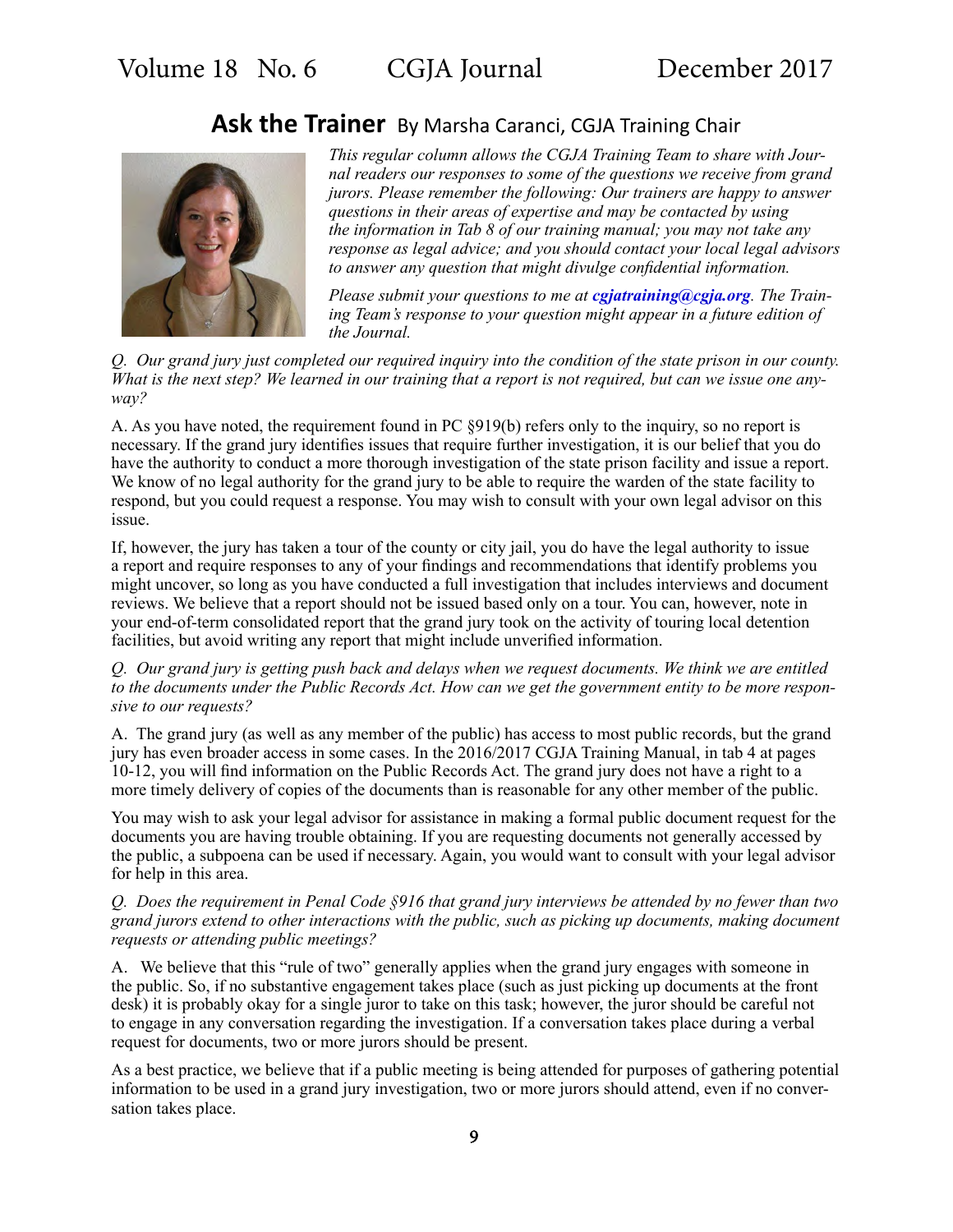## Ask the Trainer By Marsha Caranci, CGJA Training Chair

*This regular column allows the CGJA Training Team to share with Journal readers our responses to some of the questions we receive from grand jurors. Please remember the following: Our trainers are happy to answer questions in their areas of expertise and may be contacted by using the information in Tab 8 of our training manual; you may not take any response as legal advice; and you should contact your local legal advisors to answer any question that might divulge confidential information.*

*Please submit your questions to me at* ***cgjatraining@cgja.org****. The Training Team's response to your question might appear in a future edition of the Journal.*

*Q. Our grand jury just completed our required inquiry into the condition of the state prison in our county. What is the next step? We learned in our training that a report is not required, but can we issue one anyway?*

A. As you have noted, the requirement found in PC §919(b) refers only to the inquiry, so no report is necessary. If the grand jury identifies issues that require further investigation, it is our belief that you do have the authority to conduct a more thorough investigation of the state prison facility and issue a report. We know of no legal authority for the grand jury to be able to require the warden of the state facility to respond, but you could request a response. You may wish to consult with your own legal advisor on this issue.

If, however, the jury has taken a tour of the county or city jail, you do have the legal authority to issue a report and require responses to any of your findings and recommendations that identify problems you might uncover, so long as you have conducted a full investigation that includes interviews and document reviews. We believe that a report should not be issued based only on a tour. You can, however, note in your end-of-term consolidated report that the grand jury took on the activity of touring local detention facilities, but avoid writing any report that might include unverified information.

*Q. Our grand jury is getting push back and delays when we request documents. We think we are entitled to the documents under the Public Records Act. How can we get the government entity to be more responsive to our requests?*

A. The grand jury (as well as any member of the public) has access to most public records, but the grand jury has even broader access in some cases. In the 2016/2017 CGJA Training Manual, in tab 4 at pages 10-12, you will find information on the Public Records Act. The grand jury does not have a right to a more timely delivery of copies of the documents than is reasonable for any other member of the public.

You may wish to ask your legal advisor for assistance in making a formal public document request for the documents you are having trouble obtaining. If you are requesting documents not generally accessed by the public, a subpoena can be used if necessary. Again, you would want to consult with your legal advisor for help in this area.

*Q. Does the requirement in Penal Code §916 that grand jury interviews be attended by no fewer than two grand jurors extend to other interactions with the public, such as picking up documents, making document requests or attending public meetings?*

A. We believe that this "rule of two" generally applies when the grand jury engages with someone in the public. So, if no substantive engagement takes place (such as just picking up documents at the front desk) it is probably okay for a single juror to take on this task; however, the juror should be careful not to engage in any conversation regarding the investigation. If a conversation takes place during a verbal request for documents, two or more jurors should be present.

As a best practice, we believe that if a public meeting is being attended for purposes of gathering potential information to be used in a grand jury investigation, two or more jurors should attend, even if no conversation takes place.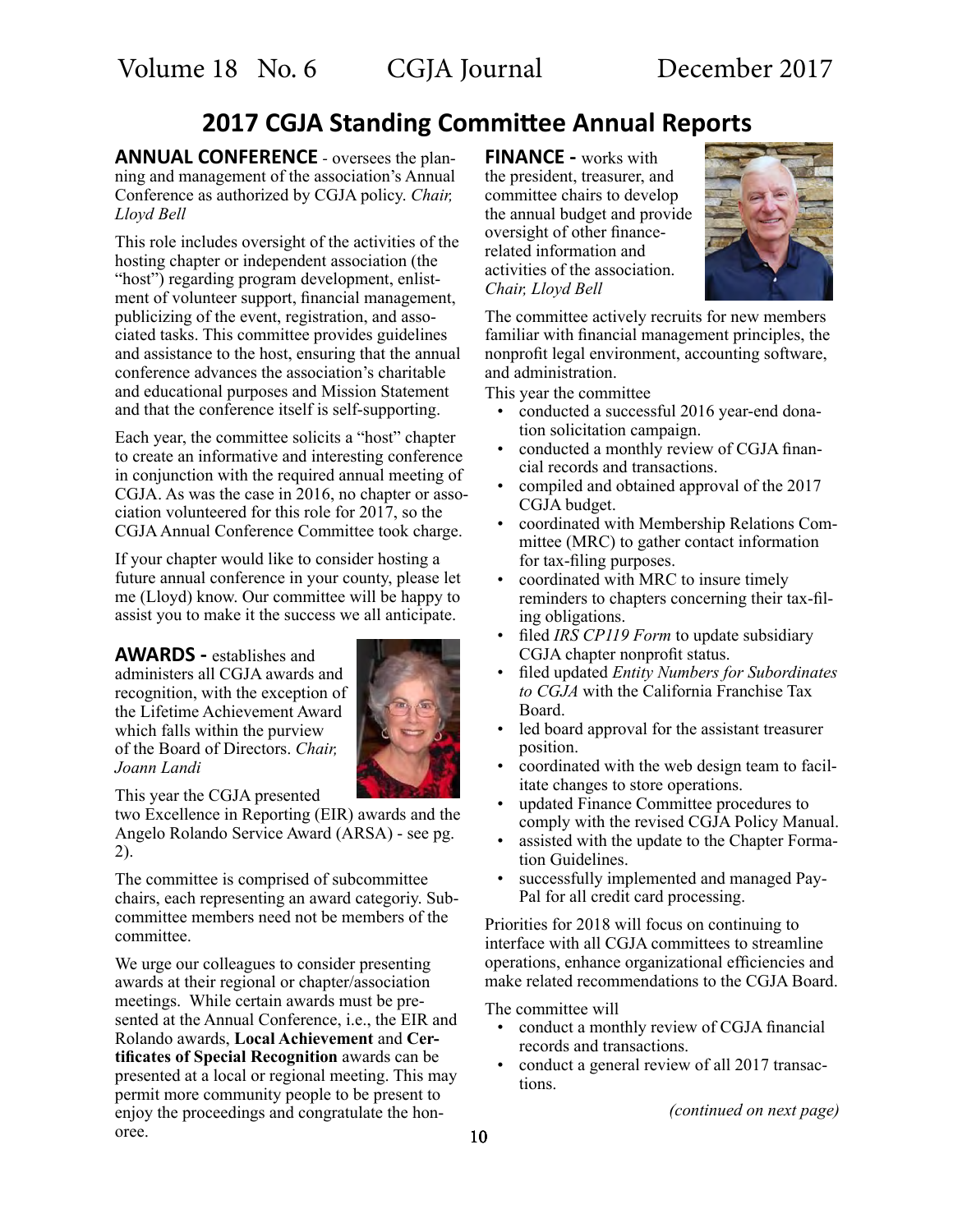## 2017 CGJA Standing Committee Annual Reports

**ANNUAL CONFERENCE** - oversees the planning and management of the association's Annual Conference as authorized by CGJA policy. *Chair, Lloyd Bell*

This role includes oversight of the activities of the hosting chapter or independent association (the "host") regarding program development, enlistment of volunteer support, financial management, publicizing of the event, registration, and associated tasks. This committee provides guidelines and assistance to the host, ensuring that the annual conference advances the association's charitable and educational purposes and Mission Statement and that the conference itself is self-supporting.

Each year, the committee solicits a "host" chapter to create an informative and interesting conference in conjunction with the required annual meeting of CGJA. As was the case in 2016, no chapter or association volunteered for this role for 2017, so the CGJA Annual Conference Committee took charge.

If your chapter would like to consider hosting a future annual conference in your county, please let me (Lloyd) know. Our committee will be happy to assist you to make it the success we all anticipate.

**AWARDS -** establishes and administers all CGJA awards and recognition, with the exception of the Lifetime Achievement Award which falls within the purview of the Board of Directors. *Chair, Joann Landi*

This year the CGJA presented two Excellence in Reporting (EIR) awards and the Angelo Rolando Service Award (ARSA) - see pg. 2).

The committee is comprised of subcommittee chairs, each representing an award categoriy. Subcommittee members need not be members of the committee.

We urge our colleagues to consider presenting awards at their regional or chapter/association meetings. While certain awards must be presented at the Annual Conference, i.e., the EIR and Rolando awards, **Local Achievement** and **Certificates of Special Recognition** awards can be presented at a local or regional meeting. This may permit more community people to be present to enjoy the proceedings and congratulate the honoree.

**FINANCE -** works with the president, treasurer, and committee chairs to develop the annual budget and provide oversight of other finance-related information and activities of the association. *Chair, Lloyd Bell*

The committee actively recruits for new members familiar with financial management principles, the nonprofit legal environment, accounting software, and administration.

This year the committee

- conducted a successful 2016 year-end donation solicitation campaign.
- conducted a monthly review of CGJA financial records and transactions.
- compiled and obtained approval of the 2017 CGJA budget.
- coordinated with Membership Relations Committee (MRC) to gather contact information for tax-filing purposes.
- coordinated with MRC to insure timely reminders to chapters concerning their tax-filing obligations.
- filed *IRS CP119 Form* to update subsidiary CGJA chapter nonprofit status.
- filed updated *Entity Numbers for Subordinates to CGJA* with the California Franchise Tax Board.
- led board approval for the assistant treasurer position.
- coordinated with the web design team to facilitate changes to store operations.
- updated Finance Committee procedures to comply with the revised CGJA Policy Manual.
- assisted with the update to the Chapter Formation Guidelines.
- successfully implemented and managed PayPal for all credit card processing.

Priorities for 2018 will focus on continuing to interface with all CGJA committees to streamline operations, enhance organizational efficiencies and make related recommendations to the CGJA Board.

The committee will

- conduct a monthly review of CGJA financial records and transactions.
- conduct a general review of all 2017 transactions.

*(continued on next page)*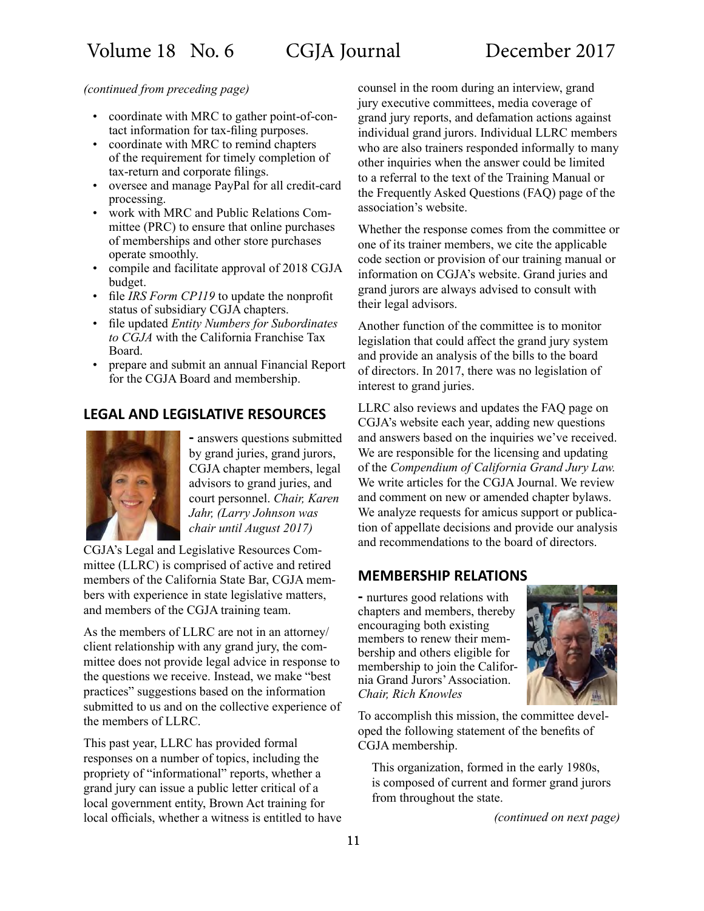*(continued from preceding page)*

- coordinate with MRC to gather point-of-contact information for tax-filing purposes.
- coordinate with MRC to remind chapters of the requirement for timely completion of tax-return and corporate filings.
- oversee and manage PayPal for all credit-card processing.
- work with MRC and Public Relations Committee (PRC) to ensure that online purchases of memberships and other store purchases operate smoothly.
- compile and facilitate approval of 2018 CGJA budget.
- file *IRS Form CP119* to update the nonprofit status of subsidiary CGJA chapters.
- file updated *Entity Numbers for Subordinates to CGJA* with the California Franchise Tax Board.
- prepare and submit an annual Financial Report for the CGJA Board and membership.

## LEGAL AND LEGISLATIVE RESOURCES

**-** answers questions submitted by grand juries, grand jurors, CGJA chapter members, legal advisors to grand juries, and court personnel. *Chair, Karen Jahr, (Larry Johnson was chair until August 2017)*

CGJA's Legal and Legislative Resources Committee (LLRC) is comprised of active and retired members of the California State Bar, CGJA members with experience in state legislative matters, and members of the CGJA training team.

As the members of LLRC are not in an attorney/client relationship with any grand jury, the committee does not provide legal advice in response to the questions we receive. Instead, we make "best practices" suggestions based on the information submitted to us and on the collective experience of the members of LLRC.

This past year, LLRC has provided formal responses on a number of topics, including the propriety of "informational" reports, whether a grand jury can issue a public letter critical of a local government entity, Brown Act training for local officials, whether a witness is entitled to have counsel in the room during an interview, grand jury executive committees, media coverage of grand jury reports, and defamation actions against individual grand jurors. Individual LLRC members who are also trainers responded informally to many other inquiries when the answer could be limited to a referral to the text of the Training Manual or the Frequently Asked Questions (FAQ) page of the association's website.

Whether the response comes from the committee or one of its trainer members, we cite the applicable code section or provision of our training manual or information on CGJA's website. Grand juries and grand jurors are always advised to consult with their legal advisors.

Another function of the committee is to monitor legislation that could affect the grand jury system and provide an analysis of the bills to the board of directors. In 2017, there was no legislation of interest to grand juries.

LLRC also reviews and updates the FAQ page on CGJA's website each year, adding new questions and answers based on the inquiries we've received. We are responsible for the licensing and updating of the *Compendium of California Grand Jury Law.* We write articles for the CGJA Journal. We review and comment on new or amended chapter bylaws. We analyze requests for amicus support or publication of appellate decisions and provide our analysis and recommendations to the board of directors.

## MEMBERSHIP RELATIONS

**-** nurtures good relations with chapters and members, thereby encouraging both existing members to renew their membership and others eligible for membership to join the California Grand Jurors' Association. *Chair, Rich Knowles*

To accomplish this mission, the committee developed the following statement of the benefits of CGJA membership.

> This organization, formed in the early 1980s, is composed of current and former grand jurors from throughout the state.

*(continued on next page)*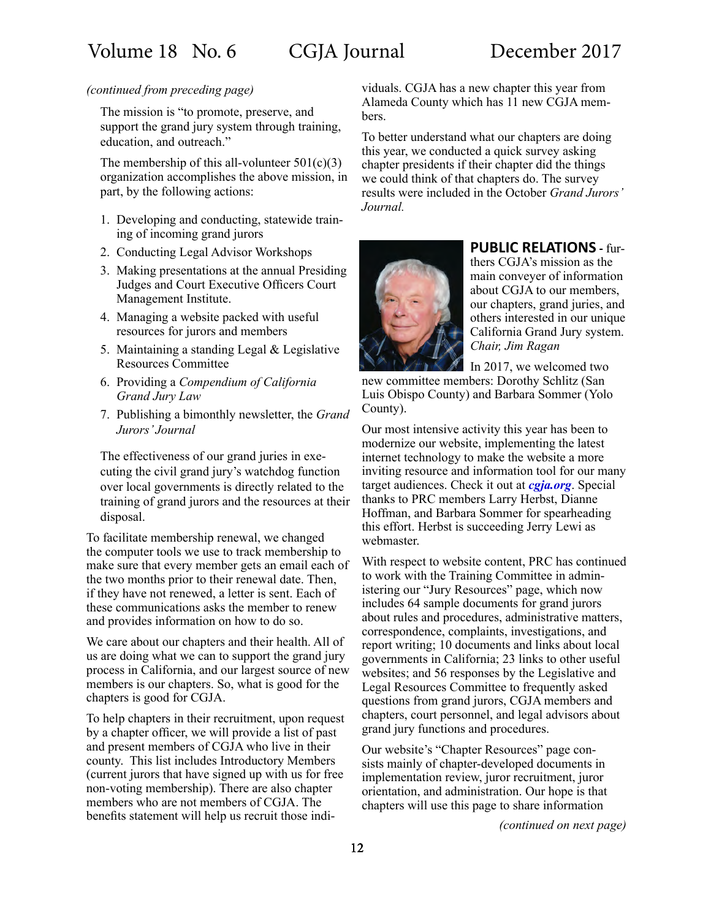*(continued from preceding page)*

The mission is "to promote, preserve, and support the grand jury system through training, education, and outreach."

The membership of this all-volunteer 501(c)(3) organization accomplishes the above mission, in part, by the following actions:

1. Developing and conducting, statewide training of incoming grand jurors
2. Conducting Legal Advisor Workshops
3. Making presentations at the annual Presiding Judges and Court Executive Officers Court Management Institute.
4. Managing a website packed with useful resources for jurors and members
5. Maintaining a standing Legal & Legislative Resources Committee
6. Providing a *Compendium of California Grand Jury Law*
7. Publishing a bimonthly newsletter, the *Grand Jurors' Journal*

The effectiveness of our grand juries in executing the civil grand jury's watchdog function over local governments is directly related to the training of grand jurors and the resources at their disposal.

To facilitate membership renewal, we changed the computer tools we use to track membership to make sure that every member gets an email each of the two months prior to their renewal date. Then, if they have not renewed, a letter is sent. Each of these communications asks the member to renew and provides information on how to do so.

We care about our chapters and their health. All of us are doing what we can to support the grand jury process in California, and our largest source of new members is our chapters. So, what is good for the chapters is good for CGJA.

To help chapters in their recruitment, upon request by a chapter officer, we will provide a list of past and present members of CGJA who live in their county. This list includes Introductory Members (current jurors that have signed up with us for free non-voting membership). There are also chapter members who are not members of CGJA. The benefits statement will help us recruit those individuals. CGJA has a new chapter this year from Alameda County which has 11 new CGJA members.

To better understand what our chapters are doing this year, we conducted a quick survey asking chapter presidents if their chapter did the things we could think of that chapters do. The survey results were included in the October *Grand Jurors' Journal.*

**PUBLIC RELATIONS** - furthers CGJA's mission as the main conveyer of information about CGJA to our members, our chapters, grand juries, and others interested in our unique California Grand Jury system. *Chair, Jim Ragan*

In 2017, we welcomed two new committee members: Dorothy Schlitz (San Luis Obispo County) and Barbara Sommer (Yolo County).

Our most intensive activity this year has been to modernize our website, implementing the latest internet technology to make the website a more inviting resource and information tool for our many target audiences. Check it out at ***cgja.org***. Special thanks to PRC members Larry Herbst, Dianne Hoffman, and Barbara Sommer for spearheading this effort. Herbst is succeeding Jerry Lewi as webmaster.

With respect to website content, PRC has continued to work with the Training Committee in administering our "Jury Resources" page, which now includes 64 sample documents for grand jurors about rules and procedures, administrative matters, correspondence, complaints, investigations, and report writing; 10 documents and links about local governments in California; 23 links to other useful websites; and 56 responses by the Legislative and Legal Resources Committee to frequently asked questions from grand jurors, CGJA members and chapters, court personnel, and legal advisors about grand jury functions and procedures.

Our website's "Chapter Resources" page consists mainly of chapter-developed documents in implementation review, juror recruitment, juror orientation, and administration. Our hope is that chapters will use this page to share information

*(continued on next page)*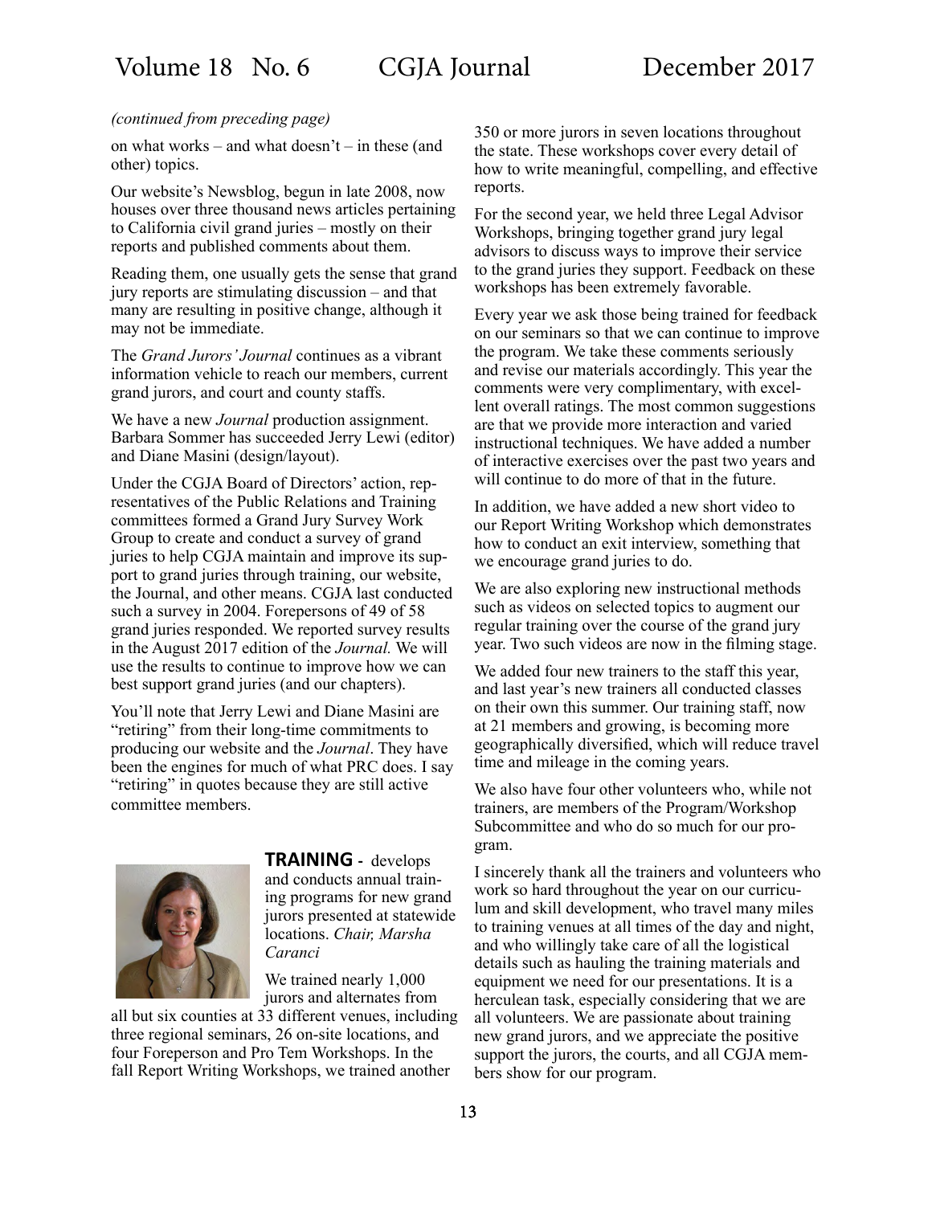*(continued from preceding page)*

on what works – and what doesn't – in these (and other) topics.

Our website's Newsblog, begun in late 2008, now houses over three thousand news articles pertaining to California civil grand juries – mostly on their reports and published comments about them.

Reading them, one usually gets the sense that grand jury reports are stimulating discussion – and that many are resulting in positive change, although it may not be immediate.

The *Grand Jurors' Journal* continues as a vibrant information vehicle to reach our members, current grand jurors, and court and county staffs.

We have a new *Journal* production assignment. Barbara Sommer has succeeded Jerry Lewi (editor) and Diane Masini (design/layout).

Under the CGJA Board of Directors' action, representatives of the Public Relations and Training committees formed a Grand Jury Survey Work Group to create and conduct a survey of grand juries to help CGJA maintain and improve its support to grand juries through training, our website, the Journal, and other means. CGJA last conducted such a survey in 2004. Forepersons of 49 of 58 grand juries responded. We reported survey results in the August 2017 edition of the *Journal.* We will use the results to continue to improve how we can best support grand juries (and our chapters).

You'll note that Jerry Lewi and Diane Masini are "retiring" from their long-time commitments to producing our website and the *Journal*. They have been the engines for much of what PRC does. I say "retiring" in quotes because they are still active committee members.

**TRAINING** - develops and conducts annual training programs for new grand jurors presented at statewide locations. *Chair, Marsha Caranci*

We trained nearly 1,000 jurors and alternates from all but six counties at 33 different venues, including three regional seminars, 26 on-site locations, and four Foreperson and Pro Tem Workshops. In the fall Report Writing Workshops, we trained another 350 or more jurors in seven locations throughout the state. These workshops cover every detail of how to write meaningful, compelling, and effective reports.

For the second year, we held three Legal Advisor Workshops, bringing together grand jury legal advisors to discuss ways to improve their service to the grand juries they support. Feedback on these workshops has been extremely favorable.

Every year we ask those being trained for feedback on our seminars so that we can continue to improve the program. We take these comments seriously and revise our materials accordingly. This year the comments were very complimentary, with excellent overall ratings. The most common suggestions are that we provide more interaction and varied instructional techniques. We have added a number of interactive exercises over the past two years and will continue to do more of that in the future.

In addition, we have added a new short video to our Report Writing Workshop which demonstrates how to conduct an exit interview, something that we encourage grand juries to do.

We are also exploring new instructional methods such as videos on selected topics to augment our regular training over the course of the grand jury year. Two such videos are now in the filming stage.

We added four new trainers to the staff this year, and last year's new trainers all conducted classes on their own this summer. Our training staff, now at 21 members and growing, is becoming more geographically diversified, which will reduce travel time and mileage in the coming years.

We also have four other volunteers who, while not trainers, are members of the Program/Workshop Subcommittee and who do so much for our program.

I sincerely thank all the trainers and volunteers who work so hard throughout the year on our curriculum and skill development, who travel many miles to training venues at all times of the day and night, and who willingly take care of all the logistical details such as hauling the training materials and equipment we need for our presentations. It is a herculean task, especially considering that we are all volunteers. We are passionate about training new grand jurors, and we appreciate the positive support the jurors, the courts, and all CGJA members show for our program.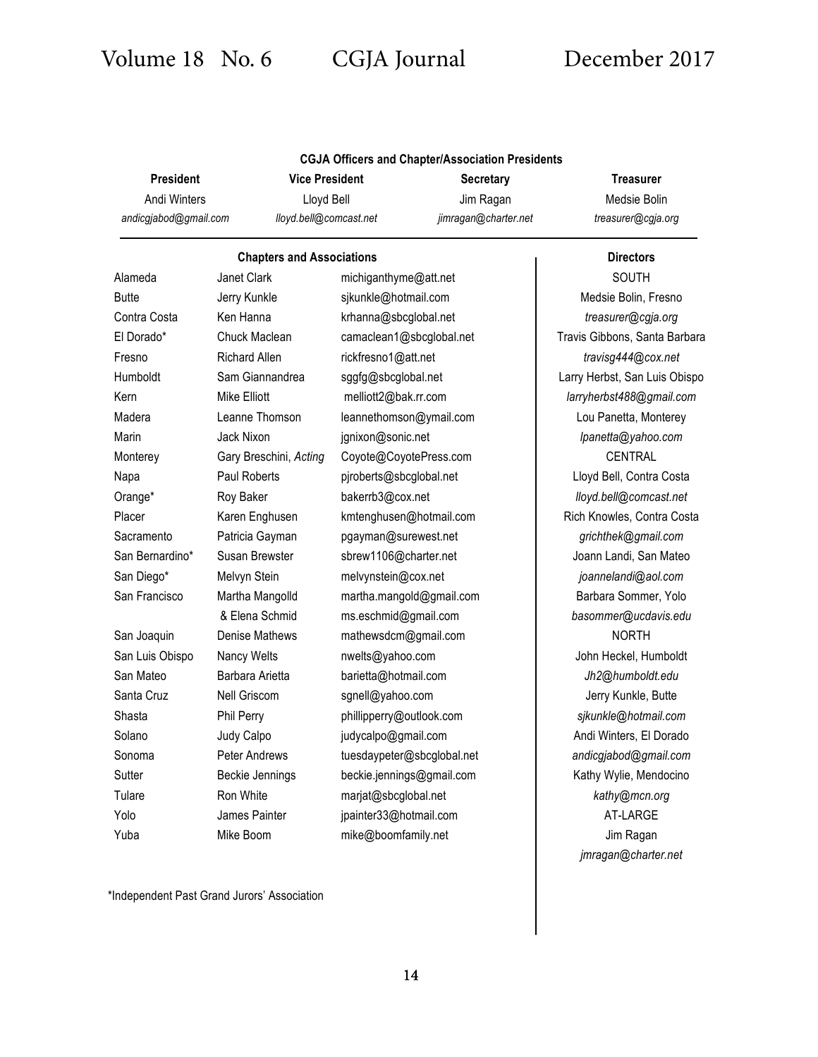## CGJA Officers and Chapter/Association Presidents

| President | Vice President | Secretary | Treasurer |
|---|---|---|---|
| Andi Winters | Lloyd Bell | Jim Ragan | Medsie Bolin |
| *andicgjabod@gmail.com* | *lloyd.bell@comcast.net* | *jimragan@charter.net* | *treasurer@cgja.org* |

### Chapters and Associations

| Chapter | President | Email |
|---|---|---|
| Alameda | Janet Clark | michiganthyme@att.net |
| Butte | Jerry Kunkle | sjkunkle@hotmail.com |
| Contra Costa | Ken Hanna | krhanna@sbcglobal.net |
| El Dorado* | Chuck Maclean | camaclean1@sbcglobal.net |
| Fresno | Richard Allen | rickfresno1@att.net |
| Humboldt | Sam Giannandrea | sggfg@sbcglobal.net |
| Kern | Mike Elliott | melliott2@bak.rr.com |
| Madera | Leanne Thomson | leannethomson@ymail.com |
| Marin | Jack Nixon | jgnixon@sonic.net |
| Monterey | Gary Breschini, *Acting* | Coyote@CoyotePress.com |
| Napa | Paul Roberts | pjroberts@sbcglobal.net |
| Orange* | Roy Baker | bakerrb3@cox.net |
| Placer | Karen Enghusen | kmtenghusen@hotmail.com |
| Sacramento | Patricia Gayman | pgayman@surewest.net |
| San Bernardino* | Susan Brewster | sbrew1106@charter.net |
| San Diego* | Melvyn Stein | melvynstein@cox.net |
| San Francisco | Martha Mangolld | martha.mangold@gmail.com |
| | & Elena Schmid | ms.eschmid@gmail.com |
| San Joaquin | Denise Mathews | mathewsdcm@gmail.com |
| San Luis Obispo | Nancy Welts | nwelts@yahoo.com |
| San Mateo | Barbara Arietta | barietta@hotmail.com |
| Santa Cruz | Nell Griscom | sgnell@yahoo.com |
| Shasta | Phil Perry | phillipperry@outlook.com |
| Solano | Judy Calpo | judycalpo@gmail.com |
| Sonoma | Peter Andrews | tuesdaypeter@sbcglobal.net |
| Sutter | Beckie Jennings | beckie.jennings@gmail.com |
| Tulare | Ron White | marjat@sbcglobal.net |
| Yolo | James Painter | jpainter33@hotmail.com |
| Yuba | Mike Boom | mike@boomfamily.net |

*Independent Past Grand Jurors' Association

### Directors

**SOUTH**

Medsie Bolin, Fresno
*treasurer@cgja.org*

Travis Gibbons, Santa Barbara
*travisg444@cox.net*

Larry Herbst, San Luis Obispo
*larryherbst488@gmail.com*

Lou Panetta, Monterey
*lpanetta@yahoo.com*

**CENTRAL**

Lloyd Bell, Contra Costa
*lloyd.bell@comcast.net*

Rich Knowles, Contra Costa
*grichthek@gmail.com*

Joann Landi, San Mateo
*joannelandi@aol.com*

Barbara Sommer, Yolo
*basommer@ucdavis.edu*

**NORTH**

John Heckel, Humboldt
*Jh2@humboldt.edu*

Jerry Kunkle, Butte
*sjkunkle@hotmail.com*

Andi Winters, El Dorado
*andicgjabod@gmail.com*

Kathy Wylie, Mendocino
*kathy@mcn.org*

**AT-LARGE**

Jim Ragan
*jmragan@charter.net*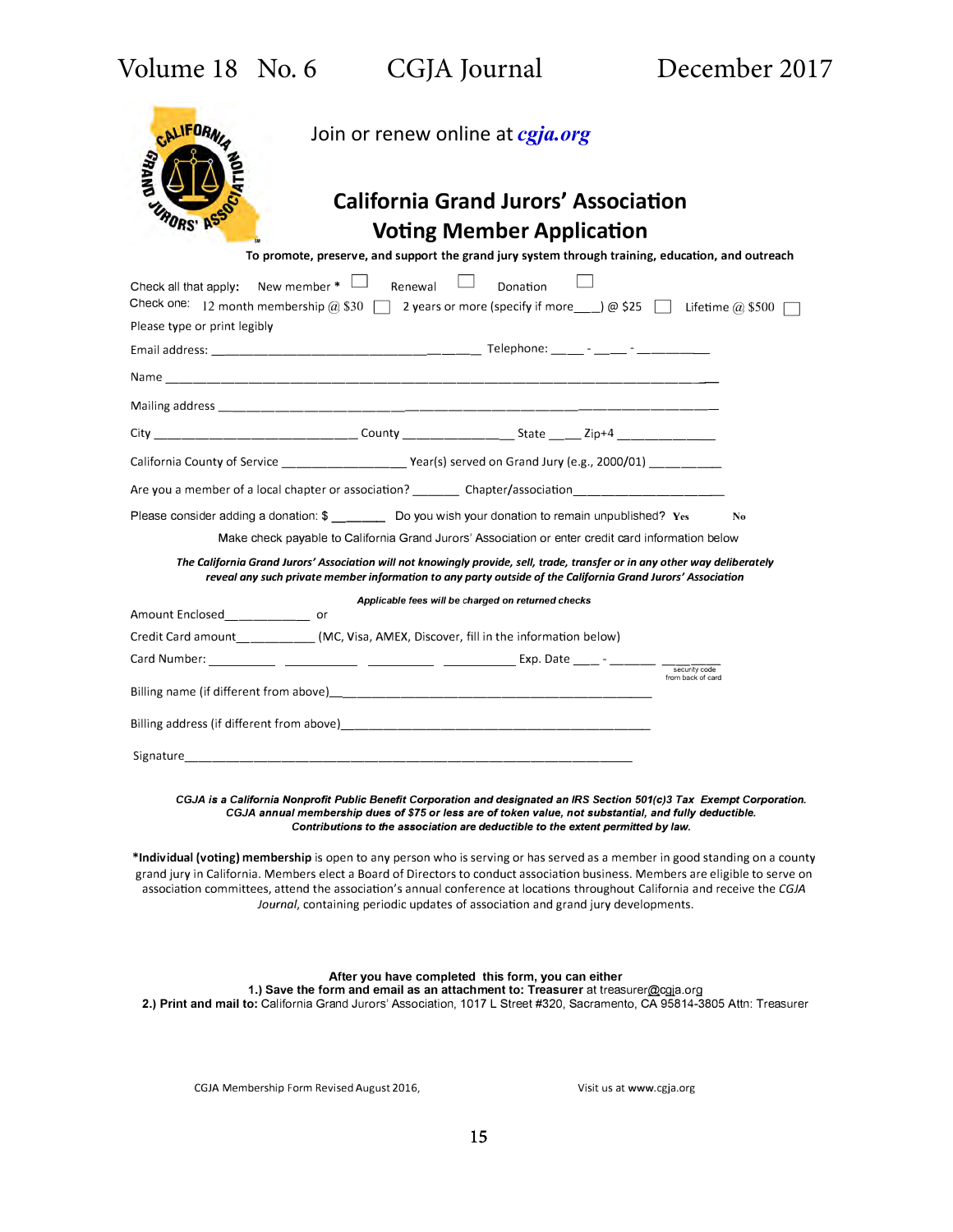Join or renew online at ***cgja.org***

# California Grand Jurors' Association

## Voting Member Application

**To promote, preserve, and support the grand jury system through training, education, and outreach**

Check all that apply: New member * ☐ Renewal ☐ Donation ☐

Check one: 12 month membership @ $30 ☐ 2 years or more (specify if more___) @ $25 ☐ Lifetime @ $500 ☐

Please type or print legibly

Email address: ________________________________________ Telephone: _____ - _____ - __________

Name ______________________________________________________________________________

Mailing address ______________________________________________________________________

City ______________________________ County _______________ State _____ Zip+4 ______________

California County of Service __________________ Year(s) served on Grand Jury (e.g., 2000/01) __________

Are you a member of a local chapter or association? _______ Chapter/association_____________________

Please consider adding a donation: $ ________ Do you wish your donation to remain unpublished? Yes No

Make check payable to California Grand Jurors' Association or enter credit card information below

***The California Grand Jurors' Association will not knowingly provide, sell, trade, transfer or in any other way deliberately reveal any such private member information to any party outside of the California Grand Jurors' Association***

*Applicable fees will be charged on returned checks*

Amount Enclosed____________ or

Credit Card amount__________ (MC, Visa, AMEX, Discover, fill in the information below)

Card Number: __________ __________ __________ __________ Exp. Date ____ - _______ ________
security code from back of card

Billing name (if different from above)_______________________________________________

Billing address (if different from above)_____________________________________________

Signature_________________________________________________________________

***CGJA is a California Nonprofit Public Benefit Corporation and designated an IRS Section 501(c)3 Tax Exempt Corporation. CGJA annual membership dues of $75 or less are of token value, not substantial, and fully deductible. Contributions to the association are deductible to the extent permitted by law.***

***Individual (voting) membership** is open to any person who is serving or has served as a member in good standing on a county grand jury in California. Members elect a Board of Directors to conduct association business. Members are eligible to serve on association committees, attend the association's annual conference at locations throughout California and receive the *CGJA Journal*, containing periodic updates of association and grand jury developments.

**After you have completed this form, you can either**

**1.) Save the form and email as an attachment to: Treasurer** at treasurer@cgja.org

**2.) Print and mail to:** California Grand Jurors' Association, 1017 L Street #320, Sacramento, CA 95814-3805 Attn: Treasurer

CGJA Membership Form Revised August 2016, Visit us at www.cgja.org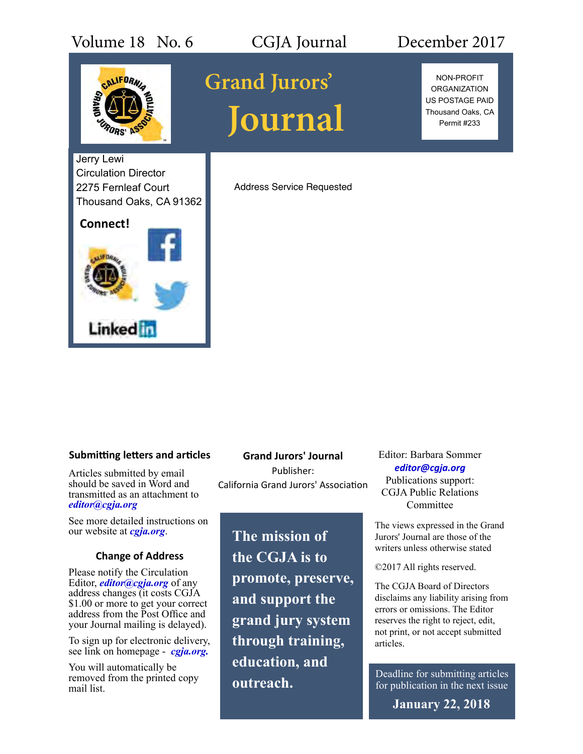# Grand Jurors' Journal

NON-PROFIT ORGANIZATION
US POSTAGE PAID
Thousand Oaks, CA
Permit #233

Jerry Lewi
Circulation Director
2275 Fernleaf Court
Thousand Oaks, CA 91362

Address Service Requested

**Connect!**

Linked in

### Submitting letters and articles

Articles submitted by email should be saved in Word and transmitted as an attachment to ***editor@cgja.org***

See more detailed instructions on our website at ***cgja.org***.

### Change of Address

Please notify the Circulation Editor, ***editor@cgja.org*** of any address changes (it costs CGJA $1.00 or more to get your correct address from the Post Office and your Journal mailing is delayed).

To sign up for electronic delivery, see link on homepage - ***cgja.org.***

You will automatically be removed from the printed copy mail list.

**Grand Jurors' Journal**

Publisher:
California Grand Jurors' Association

**The mission of the CGJA is to promote, preserve, and support the grand jury system through training, education, and outreach.**

Editor: Barbara Sommer
***editor@cgja.org***
Publications support:
CGJA Public Relations Committee

The views expressed in the Grand Jurors' Journal are those of the writers unless otherwise stated

©2017 All rights reserved.

The CGJA Board of Directors disclaims any liability arising from errors or omissions. The Editor reserves the right to reject, edit, not print, or not accept submitted articles.

Deadline for submitting articles for publication in the next issue

**January 22, 2018**